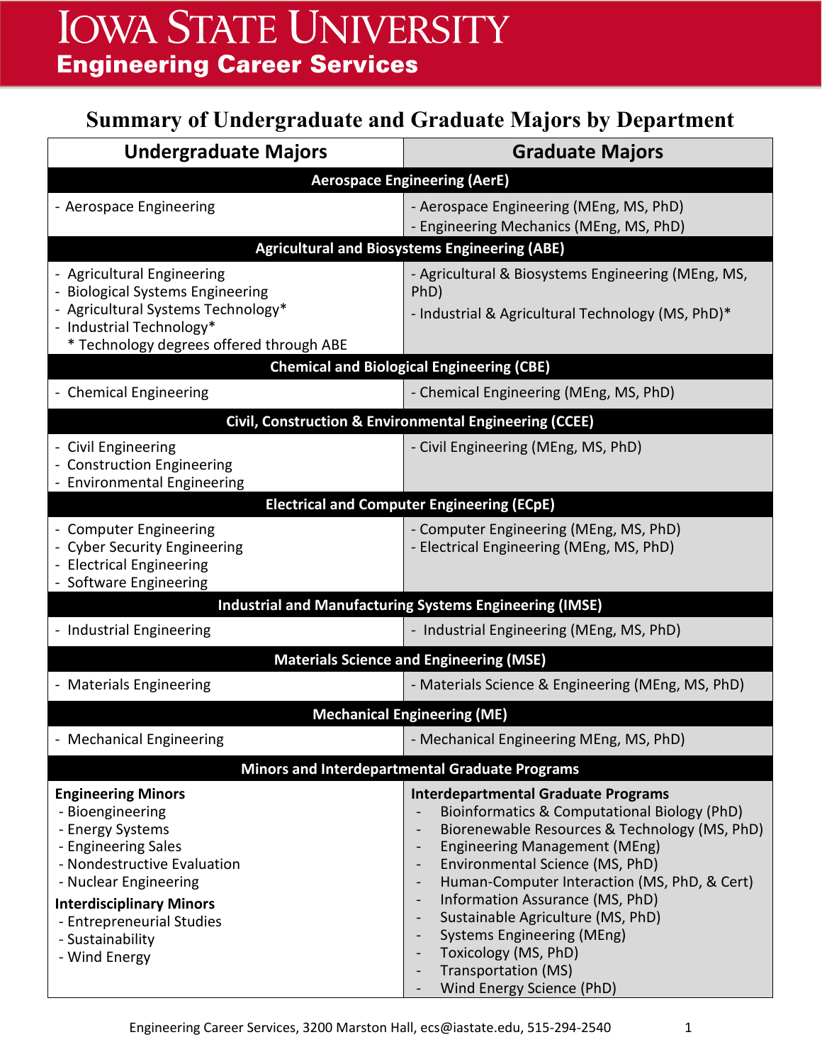# IOWA STATE UNIVERSITY
## Engineering Career Services

## Summary of Undergraduate and Graduate Majors by Department

| Undergraduate Majors | Graduate Majors |
|---|---|
| **Aerospace Engineering (AerE)** | |
| - Aerospace Engineering | - Aerospace Engineering (MEng, MS, PhD)<br>- Engineering Mechanics (MEng, MS, PhD) |
| **Agricultural and Biosystems Engineering (ABE)** | |
| - Agricultural Engineering<br>- Biological Systems Engineering<br>- Agricultural Systems Technology*<br>- Industrial Technology*<br>* Technology degrees offered through ABE | - Agricultural & Biosystems Engineering (MEng, MS, PhD)<br>- Industrial & Agricultural Technology (MS, PhD)* |
| **Chemical and Biological Engineering (CBE)** | |
| - Chemical Engineering | - Chemical Engineering (MEng, MS, PhD) |
| **Civil, Construction & Environmental Engineering (CCEE)** | |
| - Civil Engineering<br>- Construction Engineering<br>- Environmental Engineering | - Civil Engineering (MEng, MS, PhD) |
| **Electrical and Computer Engineering (ECpE)** | |
| - Computer Engineering<br>- Cyber Security Engineering<br>- Electrical Engineering<br>- Software Engineering | - Computer Engineering (MEng, MS, PhD)<br>- Electrical Engineering (MEng, MS, PhD) |
| **Industrial and Manufacturing Systems Engineering (IMSE)** | |
| - Industrial Engineering | - Industrial Engineering (MEng, MS, PhD) |
| **Materials Science and Engineering (MSE)** | |
| - Materials Engineering | - Materials Science & Engineering (MEng, MS, PhD) |
| **Mechanical Engineering (ME)** | |
| - Mechanical Engineering | - Mechanical Engineering MEng, MS, PhD) |
| **Minors and Interdepartmental Graduate Programs** | |
| **Engineering Minors**<br>- Bioengineering<br>- Energy Systems<br>- Engineering Sales<br>- Nondestructive Evaluation<br>- Nuclear Engineering<br>**Interdisciplinary Minors**<br>- Entrepreneurial Studies<br>- Sustainability<br>- Wind Energy | **Interdepartmental Graduate Programs**<br>- Bioinformatics & Computational Biology (PhD)<br>- Biorenewable Resources & Technology (MS, PhD)<br>- Engineering Management (MEng)<br>- Environmental Science (MS, PhD)<br>- Human-Computer Interaction (MS, PhD, & Cert)<br>- Information Assurance (MS, PhD)<br>- Sustainable Agriculture (MS, PhD)<br>- Systems Engineering (MEng)<br>- Toxicology (MS, PhD)<br>- Transportation (MS)<br>- Wind Energy Science (PhD) |

Engineering Career Services, 3200 Marston Hall, ecs@iastate.edu, 515-294-2540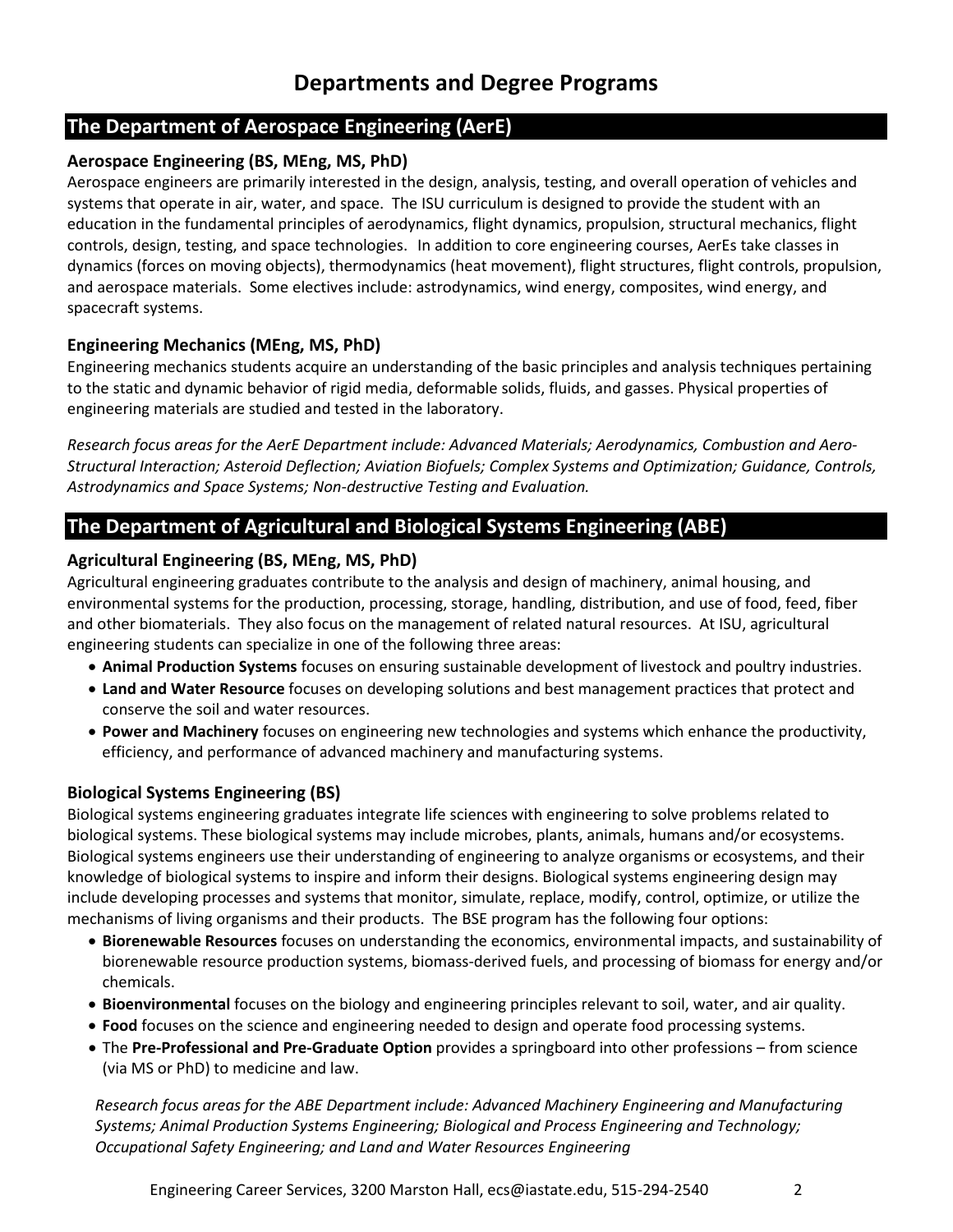# Departments and Degree Programs

## The Department of Aerospace Engineering (AerE)

### Aerospace Engineering (BS, MEng, MS, PhD)

Aerospace engineers are primarily interested in the design, analysis, testing, and overall operation of vehicles and systems that operate in air, water, and space. The ISU curriculum is designed to provide the student with an education in the fundamental principles of aerodynamics, flight dynamics, propulsion, structural mechanics, flight controls, design, testing, and space technologies. In addition to core engineering courses, AerEs take classes in dynamics (forces on moving objects), thermodynamics (heat movement), flight structures, flight controls, propulsion, and aerospace materials. Some electives include: astrodynamics, wind energy, composites, wind energy, and spacecraft systems.

### Engineering Mechanics (MEng, MS, PhD)

Engineering mechanics students acquire an understanding of the basic principles and analysis techniques pertaining to the static and dynamic behavior of rigid media, deformable solids, fluids, and gasses. Physical properties of engineering materials are studied and tested in the laboratory.

*Research focus areas for the AerE Department include: Advanced Materials; Aerodynamics, Combustion and Aero-Structural Interaction; Asteroid Deflection; Aviation Biofuels; Complex Systems and Optimization; Guidance, Controls, Astrodynamics and Space Systems; Non-destructive Testing and Evaluation.*

## The Department of Agricultural and Biological Systems Engineering (ABE)

### Agricultural Engineering (BS, MEng, MS, PhD)

Agricultural engineering graduates contribute to the analysis and design of machinery, animal housing, and environmental systems for the production, processing, storage, handling, distribution, and use of food, feed, fiber and other biomaterials. They also focus on the management of related natural resources. At ISU, agricultural engineering students can specialize in one of the following three areas:

- **Animal Production Systems** focuses on ensuring sustainable development of livestock and poultry industries.
- **Land and Water Resource** focuses on developing solutions and best management practices that protect and conserve the soil and water resources.
- **Power and Machinery** focuses on engineering new technologies and systems which enhance the productivity, efficiency, and performance of advanced machinery and manufacturing systems.

### Biological Systems Engineering (BS)

Biological systems engineering graduates integrate life sciences with engineering to solve problems related to biological systems. These biological systems may include microbes, plants, animals, humans and/or ecosystems. Biological systems engineers use their understanding of engineering to analyze organisms or ecosystems, and their knowledge of biological systems to inspire and inform their designs. Biological systems engineering design may include developing processes and systems that monitor, simulate, replace, modify, control, optimize, or utilize the mechanisms of living organisms and their products. The BSE program has the following four options:

- **Biorenewable Resources** focuses on understanding the economics, environmental impacts, and sustainability of biorenewable resource production systems, biomass-derived fuels, and processing of biomass for energy and/or chemicals.
- **Bioenvironmental** focuses on the biology and engineering principles relevant to soil, water, and air quality.
- **Food** focuses on the science and engineering needed to design and operate food processing systems.
- The **Pre-Professional and Pre-Graduate Option** provides a springboard into other professions – from science (via MS or PhD) to medicine and law.

*Research focus areas for the ABE Department include: Advanced Machinery Engineering and Manufacturing Systems; Animal Production Systems Engineering; Biological and Process Engineering and Technology; Occupational Safety Engineering; and Land and Water Resources Engineering*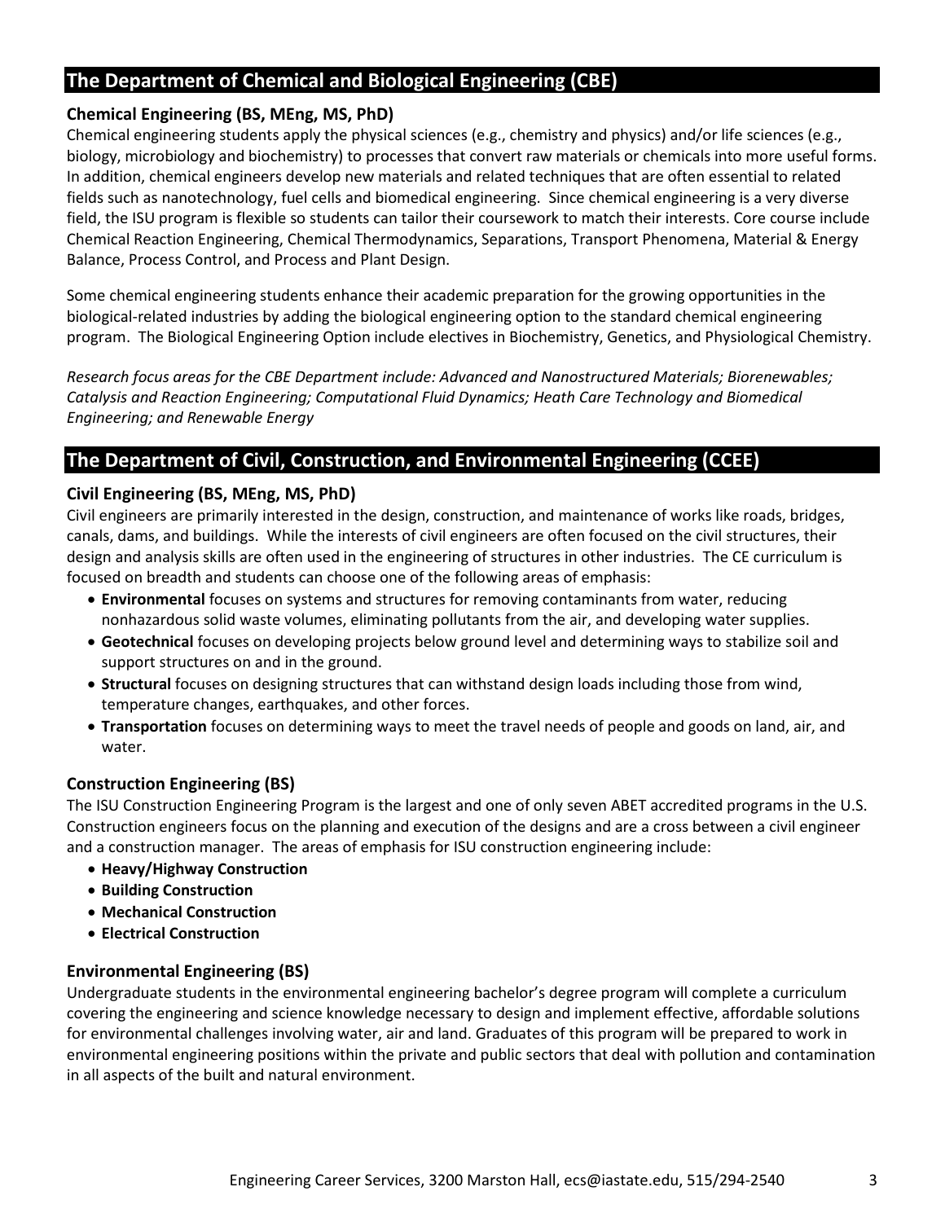## The Department of Chemical and Biological Engineering (CBE)

### Chemical Engineering (BS, MEng, MS, PhD)

Chemical engineering students apply the physical sciences (e.g., chemistry and physics) and/or life sciences (e.g., biology, microbiology and biochemistry) to processes that convert raw materials or chemicals into more useful forms. In addition, chemical engineers develop new materials and related techniques that are often essential to related fields such as nanotechnology, fuel cells and biomedical engineering. Since chemical engineering is a very diverse field, the ISU program is flexible so students can tailor their coursework to match their interests. Core course include Chemical Reaction Engineering, Chemical Thermodynamics, Separations, Transport Phenomena, Material & Energy Balance, Process Control, and Process and Plant Design.

Some chemical engineering students enhance their academic preparation for the growing opportunities in the biological-related industries by adding the biological engineering option to the standard chemical engineering program. The Biological Engineering Option include electives in Biochemistry, Genetics, and Physiological Chemistry.

*Research focus areas for the CBE Department include: Advanced and Nanostructured Materials; Biorenewables; Catalysis and Reaction Engineering; Computational Fluid Dynamics; Heath Care Technology and Biomedical Engineering; and Renewable Energy*

## The Department of Civil, Construction, and Environmental Engineering (CCEE)

### Civil Engineering (BS, MEng, MS, PhD)

Civil engineers are primarily interested in the design, construction, and maintenance of works like roads, bridges, canals, dams, and buildings. While the interests of civil engineers are often focused on the civil structures, their design and analysis skills are often used in the engineering of structures in other industries. The CE curriculum is focused on breadth and students can choose one of the following areas of emphasis:

- **Environmental** focuses on systems and structures for removing contaminants from water, reducing nonhazardous solid waste volumes, eliminating pollutants from the air, and developing water supplies.
- **Geotechnical** focuses on developing projects below ground level and determining ways to stabilize soil and support structures on and in the ground.
- **Structural** focuses on designing structures that can withstand design loads including those from wind, temperature changes, earthquakes, and other forces.
- **Transportation** focuses on determining ways to meet the travel needs of people and goods on land, air, and water.

### Construction Engineering (BS)

The ISU Construction Engineering Program is the largest and one of only seven ABET accredited programs in the U.S. Construction engineers focus on the planning and execution of the designs and are a cross between a civil engineer and a construction manager. The areas of emphasis for ISU construction engineering include:

- **Heavy/Highway Construction**
- **Building Construction**
- **Mechanical Construction**
- **Electrical Construction**

### Environmental Engineering (BS)

Undergraduate students in the environmental engineering bachelor's degree program will complete a curriculum covering the engineering and science knowledge necessary to design and implement effective, affordable solutions for environmental challenges involving water, air and land. Graduates of this program will be prepared to work in environmental engineering positions within the private and public sectors that deal with pollution and contamination in all aspects of the built and natural environment.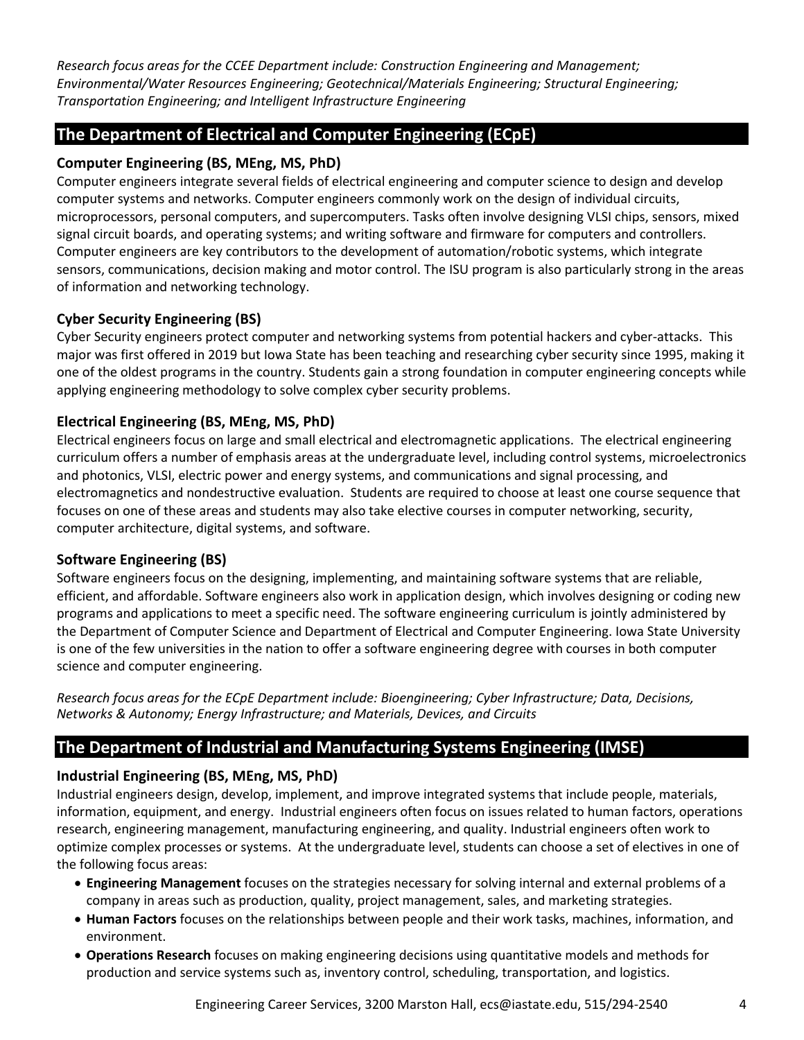*Research focus areas for the CCEE Department include: Construction Engineering and Management; Environmental/Water Resources Engineering; Geotechnical/Materials Engineering; Structural Engineering; Transportation Engineering; and Intelligent Infrastructure Engineering*

## The Department of Electrical and Computer Engineering (ECpE)

### Computer Engineering (BS, MEng, MS, PhD)

Computer engineers integrate several fields of electrical engineering and computer science to design and develop computer systems and networks. Computer engineers commonly work on the design of individual circuits, microprocessors, personal computers, and supercomputers. Tasks often involve designing VLSI chips, sensors, mixed signal circuit boards, and operating systems; and writing software and firmware for computers and controllers. Computer engineers are key contributors to the development of automation/robotic systems, which integrate sensors, communications, decision making and motor control. The ISU program is also particularly strong in the areas of information and networking technology.

### Cyber Security Engineering (BS)

Cyber Security engineers protect computer and networking systems from potential hackers and cyber-attacks. This major was first offered in 2019 but Iowa State has been teaching and researching cyber security since 1995, making it one of the oldest programs in the country. Students gain a strong foundation in computer engineering concepts while applying engineering methodology to solve complex cyber security problems.

### Electrical Engineering (BS, MEng, MS, PhD)

Electrical engineers focus on large and small electrical and electromagnetic applications. The electrical engineering curriculum offers a number of emphasis areas at the undergraduate level, including control systems, microelectronics and photonics, VLSI, electric power and energy systems, and communications and signal processing, and electromagnetics and nondestructive evaluation. Students are required to choose at least one course sequence that focuses on one of these areas and students may also take elective courses in computer networking, security, computer architecture, digital systems, and software.

### Software Engineering (BS)

Software engineers focus on the designing, implementing, and maintaining software systems that are reliable, efficient, and affordable. Software engineers also work in application design, which involves designing or coding new programs and applications to meet a specific need. The software engineering curriculum is jointly administered by the Department of Computer Science and Department of Electrical and Computer Engineering. Iowa State University is one of the few universities in the nation to offer a software engineering degree with courses in both computer science and computer engineering.

*Research focus areas for the ECpE Department include: Bioengineering; Cyber Infrastructure; Data, Decisions, Networks & Autonomy; Energy Infrastructure; and Materials, Devices, and Circuits*

## The Department of Industrial and Manufacturing Systems Engineering (IMSE)

### Industrial Engineering (BS, MEng, MS, PhD)

Industrial engineers design, develop, implement, and improve integrated systems that include people, materials, information, equipment, and energy. Industrial engineers often focus on issues related to human factors, operations research, engineering management, manufacturing engineering, and quality. Industrial engineers often work to optimize complex processes or systems. At the undergraduate level, students can choose a set of electives in one of the following focus areas:

- **Engineering Management** focuses on the strategies necessary for solving internal and external problems of a company in areas such as production, quality, project management, sales, and marketing strategies.
- **Human Factors** focuses on the relationships between people and their work tasks, machines, information, and environment.
- **Operations Research** focuses on making engineering decisions using quantitative models and methods for production and service systems such as, inventory control, scheduling, transportation, and logistics.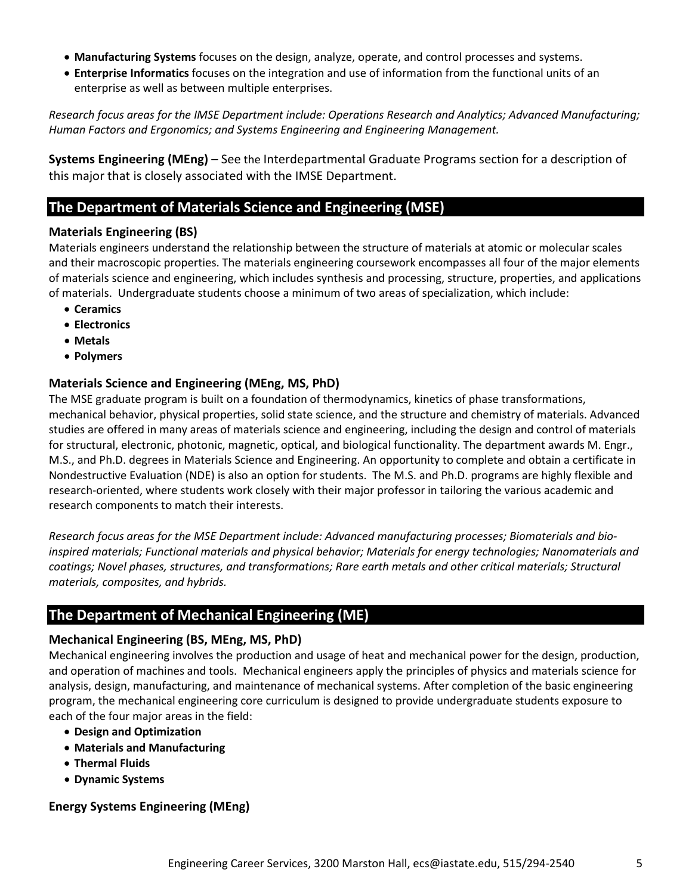- **Manufacturing Systems** focuses on the design, analyze, operate, and control processes and systems.
- **Enterprise Informatics** focuses on the integration and use of information from the functional units of an enterprise as well as between multiple enterprises.

*Research focus areas for the IMSE Department include: Operations Research and Analytics; Advanced Manufacturing; Human Factors and Ergonomics; and Systems Engineering and Engineering Management.*

**Systems Engineering (MEng)** – See the Interdepartmental Graduate Programs section for a description of this major that is closely associated with the IMSE Department.

## The Department of Materials Science and Engineering (MSE)

### Materials Engineering (BS)

Materials engineers understand the relationship between the structure of materials at atomic or molecular scales and their macroscopic properties. The materials engineering coursework encompasses all four of the major elements of materials science and engineering, which includes synthesis and processing, structure, properties, and applications of materials. Undergraduate students choose a minimum of two areas of specialization, which include:

- **Ceramics**
- **Electronics**
- **Metals**
- **Polymers**

### Materials Science and Engineering (MEng, MS, PhD)

The MSE graduate program is built on a foundation of thermodynamics, kinetics of phase transformations, mechanical behavior, physical properties, solid state science, and the structure and chemistry of materials. Advanced studies are offered in many areas of materials science and engineering, including the design and control of materials for structural, electronic, photonic, magnetic, optical, and biological functionality. The department awards M. Engr., M.S., and Ph.D. degrees in Materials Science and Engineering. An opportunity to complete and obtain a certificate in Nondestructive Evaluation (NDE) is also an option for students. The M.S. and Ph.D. programs are highly flexible and research-oriented, where students work closely with their major professor in tailoring the various academic and research components to match their interests.

*Research focus areas for the MSE Department include: Advanced manufacturing processes; Biomaterials and bio-inspired materials; Functional materials and physical behavior; Materials for energy technologies; Nanomaterials and coatings; Novel phases, structures, and transformations; Rare earth metals and other critical materials; Structural materials, composites, and hybrids.*

## The Department of Mechanical Engineering (ME)

### Mechanical Engineering (BS, MEng, MS, PhD)

Mechanical engineering involves the production and usage of heat and mechanical power for the design, production, and operation of machines and tools. Mechanical engineers apply the principles of physics and materials science for analysis, design, manufacturing, and maintenance of mechanical systems. After completion of the basic engineering program, the mechanical engineering core curriculum is designed to provide undergraduate students exposure to each of the four major areas in the field:

- **Design and Optimization**
- **Materials and Manufacturing**
- **Thermal Fluids**
- **Dynamic Systems**

### Energy Systems Engineering (MEng)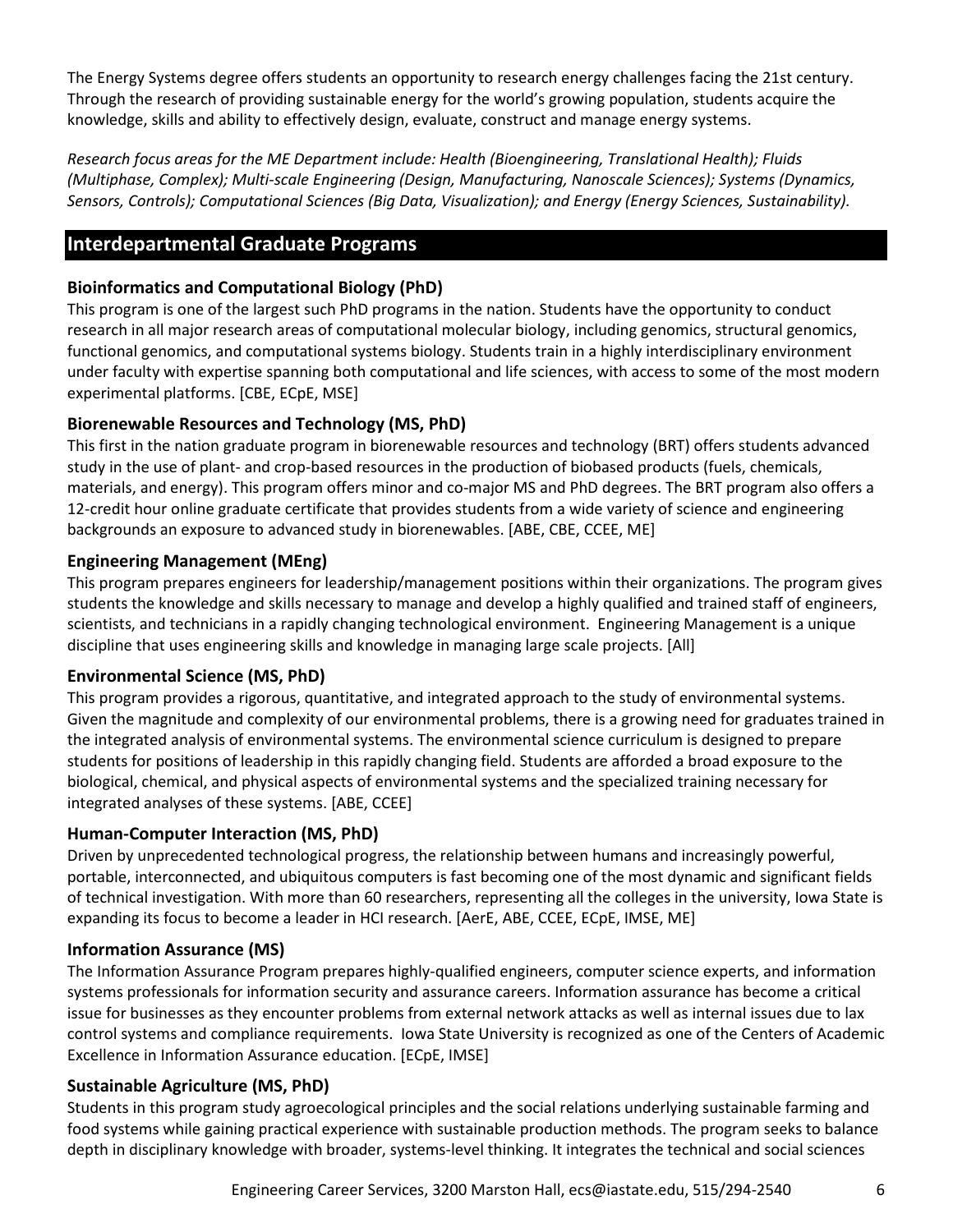The Energy Systems degree offers students an opportunity to research energy challenges facing the 21st century. Through the research of providing sustainable energy for the world's growing population, students acquire the knowledge, skills and ability to effectively design, evaluate, construct and manage energy systems.

*Research focus areas for the ME Department include: Health (Bioengineering, Translational Health); Fluids (Multiphase, Complex); Multi-scale Engineering (Design, Manufacturing, Nanoscale Sciences); Systems (Dynamics, Sensors, Controls); Computational Sciences (Big Data, Visualization); and Energy (Energy Sciences, Sustainability).*

## Interdepartmental Graduate Programs

### Bioinformatics and Computational Biology (PhD)

This program is one of the largest such PhD programs in the nation. Students have the opportunity to conduct research in all major research areas of computational molecular biology, including genomics, structural genomics, functional genomics, and computational systems biology. Students train in a highly interdisciplinary environment under faculty with expertise spanning both computational and life sciences, with access to some of the most modern experimental platforms. [CBE, ECpE, MSE]

### Biorenewable Resources and Technology (MS, PhD)

This first in the nation graduate program in biorenewable resources and technology (BRT) offers students advanced study in the use of plant- and crop-based resources in the production of biobased products (fuels, chemicals, materials, and energy). This program offers minor and co-major MS and PhD degrees. The BRT program also offers a 12-credit hour online graduate certificate that provides students from a wide variety of science and engineering backgrounds an exposure to advanced study in biorenewables. [ABE, CBE, CCEE, ME]

### Engineering Management (MEng)

This program prepares engineers for leadership/management positions within their organizations. The program gives students the knowledge and skills necessary to manage and develop a highly qualified and trained staff of engineers, scientists, and technicians in a rapidly changing technological environment. Engineering Management is a unique discipline that uses engineering skills and knowledge in managing large scale projects. [All]

### Environmental Science (MS, PhD)

This program provides a rigorous, quantitative, and integrated approach to the study of environmental systems. Given the magnitude and complexity of our environmental problems, there is a growing need for graduates trained in the integrated analysis of environmental systems. The environmental science curriculum is designed to prepare students for positions of leadership in this rapidly changing field. Students are afforded a broad exposure to the biological, chemical, and physical aspects of environmental systems and the specialized training necessary for integrated analyses of these systems. [ABE, CCEE]

### Human-Computer Interaction (MS, PhD)

Driven by unprecedented technological progress, the relationship between humans and increasingly powerful, portable, interconnected, and ubiquitous computers is fast becoming one of the most dynamic and significant fields of technical investigation. With more than 60 researchers, representing all the colleges in the university, Iowa State is expanding its focus to become a leader in HCI research. [AerE, ABE, CCEE, ECpE, IMSE, ME]

### Information Assurance (MS)

The Information Assurance Program prepares highly-qualified engineers, computer science experts, and information systems professionals for information security and assurance careers. Information assurance has become a critical issue for businesses as they encounter problems from external network attacks as well as internal issues due to lax control systems and compliance requirements. Iowa State University is recognized as one of the Centers of Academic Excellence in Information Assurance education. [ECpE, IMSE]

### Sustainable Agriculture (MS, PhD)

Students in this program study agroecological principles and the social relations underlying sustainable farming and food systems while gaining practical experience with sustainable production methods. The program seeks to balance depth in disciplinary knowledge with broader, systems-level thinking. It integrates the technical and social sciences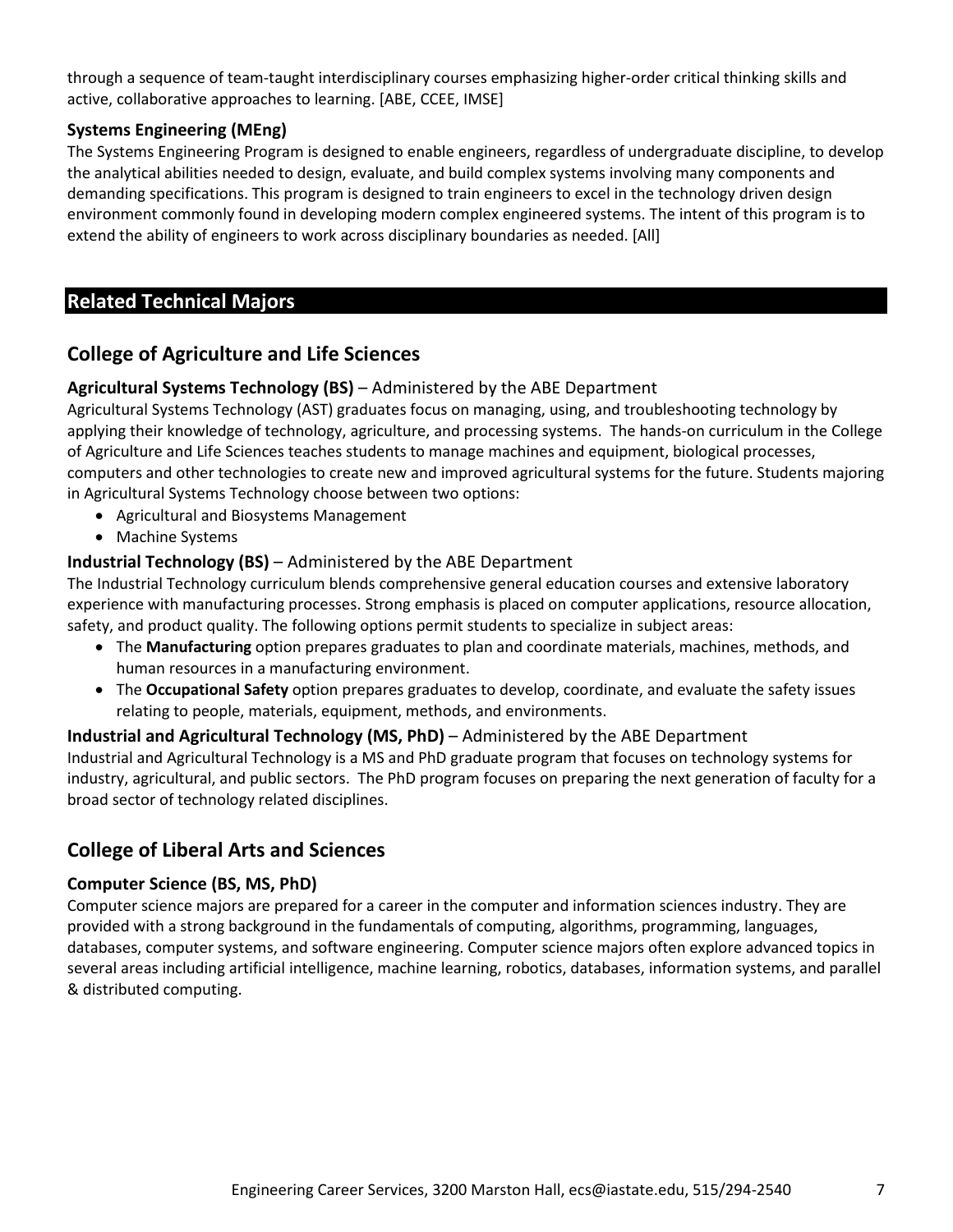through a sequence of team-taught interdisciplinary courses emphasizing higher-order critical thinking skills and active, collaborative approaches to learning. [ABE, CCEE, IMSE]

### Systems Engineering (MEng)

The Systems Engineering Program is designed to enable engineers, regardless of undergraduate discipline, to develop the analytical abilities needed to design, evaluate, and build complex systems involving many components and demanding specifications. This program is designed to train engineers to excel in the technology driven design environment commonly found in developing modern complex engineered systems. The intent of this program is to extend the ability of engineers to work across disciplinary boundaries as needed. [All]

# Related Technical Majors

## College of Agriculture and Life Sciences

### Agricultural Systems Technology (BS) – Administered by the ABE Department

Agricultural Systems Technology (AST) graduates focus on managing, using, and troubleshooting technology by applying their knowledge of technology, agriculture, and processing systems. The hands-on curriculum in the College of Agriculture and Life Sciences teaches students to manage machines and equipment, biological processes, computers and other technologies to create new and improved agricultural systems for the future. Students majoring in Agricultural Systems Technology choose between two options:

- Agricultural and Biosystems Management
- Machine Systems

### Industrial Technology (BS) – Administered by the ABE Department

The Industrial Technology curriculum blends comprehensive general education courses and extensive laboratory experience with manufacturing processes. Strong emphasis is placed on computer applications, resource allocation, safety, and product quality. The following options permit students to specialize in subject areas:

- The **Manufacturing** option prepares graduates to plan and coordinate materials, machines, methods, and human resources in a manufacturing environment.
- The **Occupational Safety** option prepares graduates to develop, coordinate, and evaluate the safety issues relating to people, materials, equipment, methods, and environments.

### Industrial and Agricultural Technology (MS, PhD) – Administered by the ABE Department

Industrial and Agricultural Technology is a MS and PhD graduate program that focuses on technology systems for industry, agricultural, and public sectors. The PhD program focuses on preparing the next generation of faculty for a broad sector of technology related disciplines.

## College of Liberal Arts and Sciences

### Computer Science (BS, MS, PhD)

Computer science majors are prepared for a career in the computer and information sciences industry. They are provided with a strong background in the fundamentals of computing, algorithms, programming, languages, databases, computer systems, and software engineering. Computer science majors often explore advanced topics in several areas including artificial intelligence, machine learning, robotics, databases, information systems, and parallel & distributed computing.